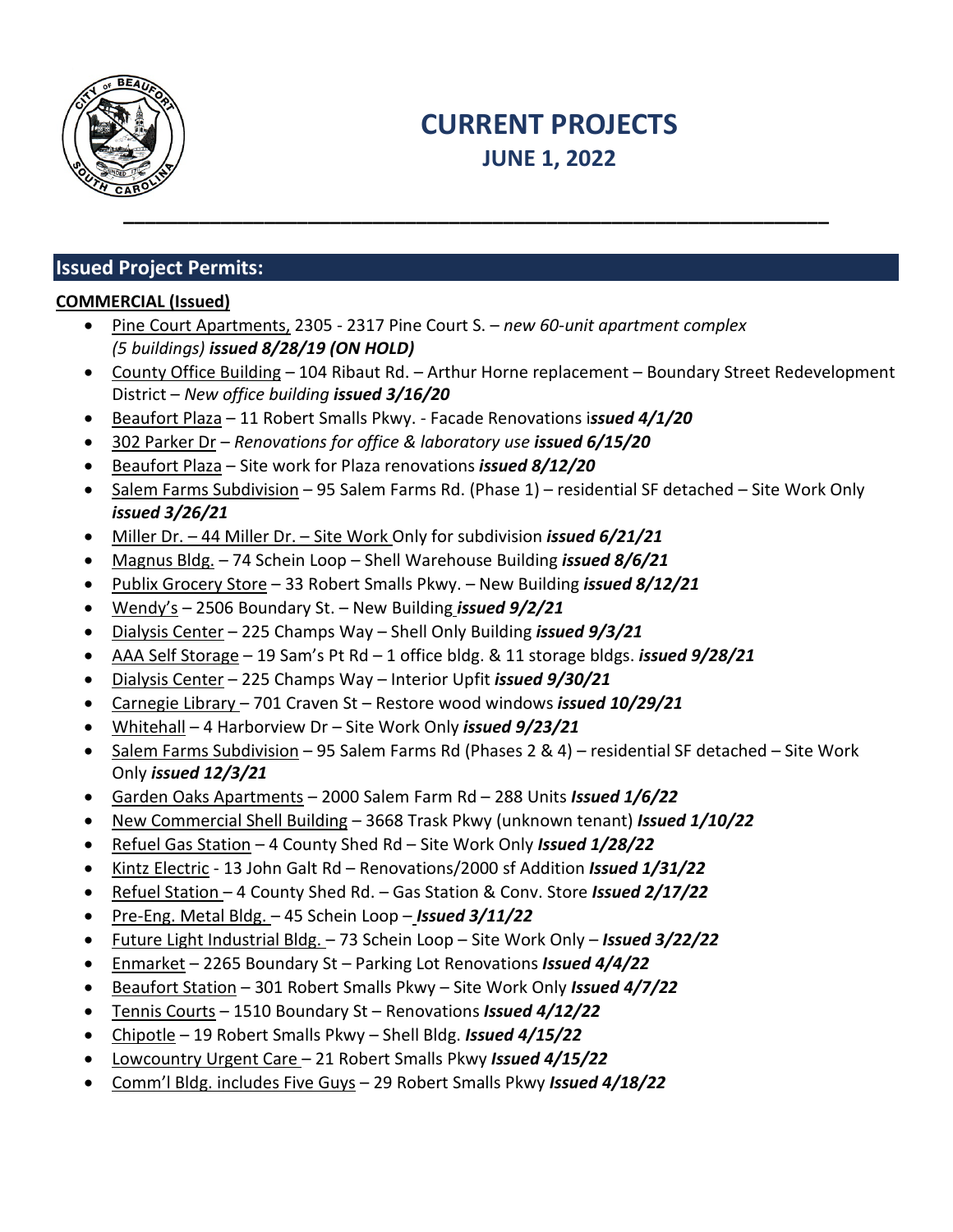# CURRENT PROJECTS
## JUNE 1, 2022

---

## Issued Project Permits:

**COMMERCIAL (Issued)**

- Pine Court Apartments, 2305 - 2317 Pine Court S. – *new 60-unit apartment complex (5 buildings)* ***issued 8/28/19 (ON HOLD)***
- County Office Building – 104 Ribaut Rd. – Arthur Horne replacement – Boundary Street Redevelopment District – *New office building* ***issued 3/16/20***
- Beaufort Plaza – 11 Robert Smalls Pkwy. - Facade Renovations i***ssued 4/1/20***
- 302 Parker Dr – *Renovations for office & laboratory use* ***issued 6/15/20***
- Beaufort Plaza – Site work for Plaza renovations ***issued 8/12/20***
- Salem Farms Subdivision – 95 Salem Farms Rd. (Phase 1) – residential SF detached – Site Work Only ***issued 3/26/21***
- Miller Dr. – 44 Miller Dr. – Site Work Only for subdivision ***issued 6/21/21***
- Magnus Bldg. – 74 Schein Loop – Shell Warehouse Building ***issued 8/6/21***
- Publix Grocery Store – 33 Robert Smalls Pkwy. – New Building ***issued 8/12/21***
- Wendy's – 2506 Boundary St. – New Building ***issued 9/2/21***
- Dialysis Center – 225 Champs Way – Shell Only Building ***issued 9/3/21***
- AAA Self Storage – 19 Sam's Pt Rd – 1 office bldg. & 11 storage bldgs. ***issued 9/28/21***
- Dialysis Center – 225 Champs Way – Interior Upfit ***issued 9/30/21***
- Carnegie Library – 701 Craven St – Restore wood windows ***issued 10/29/21***
- Whitehall – 4 Harborview Dr – Site Work Only ***issued 9/23/21***
- Salem Farms Subdivision – 95 Salem Farms Rd (Phases 2 & 4) – residential SF detached – Site Work Only ***issued 12/3/21***
- Garden Oaks Apartments – 2000 Salem Farm Rd – 288 Units ***Issued 1/6/22***
- New Commercial Shell Building – 3668 Trask Pkwy (unknown tenant) ***Issued 1/10/22***
- Refuel Gas Station – 4 County Shed Rd – Site Work Only ***Issued 1/28/22***
- Kintz Electric - 13 John Galt Rd – Renovations/2000 sf Addition ***Issued 1/31/22***
- Refuel Station – 4 County Shed Rd. – Gas Station & Conv. Store ***Issued 2/17/22***
- Pre-Eng. Metal Bldg. – 45 Schein Loop – ***Issued 3/11/22***
- Future Light Industrial Bldg. – 73 Schein Loop – Site Work Only – ***Issued 3/22/22***
- Enmarket – 2265 Boundary St – Parking Lot Renovations ***Issued 4/4/22***
- Beaufort Station – 301 Robert Smalls Pkwy – Site Work Only ***Issued 4/7/22***
- Tennis Courts – 1510 Boundary St – Renovations ***Issued 4/12/22***
- Chipotle – 19 Robert Smalls Pkwy – Shell Bldg. ***Issued 4/15/22***
- Lowcountry Urgent Care – 21 Robert Smalls Pkwy ***Issued 4/15/22***
- Comm'l Bldg. includes Five Guys – 29 Robert Smalls Pkwy ***Issued 4/18/22***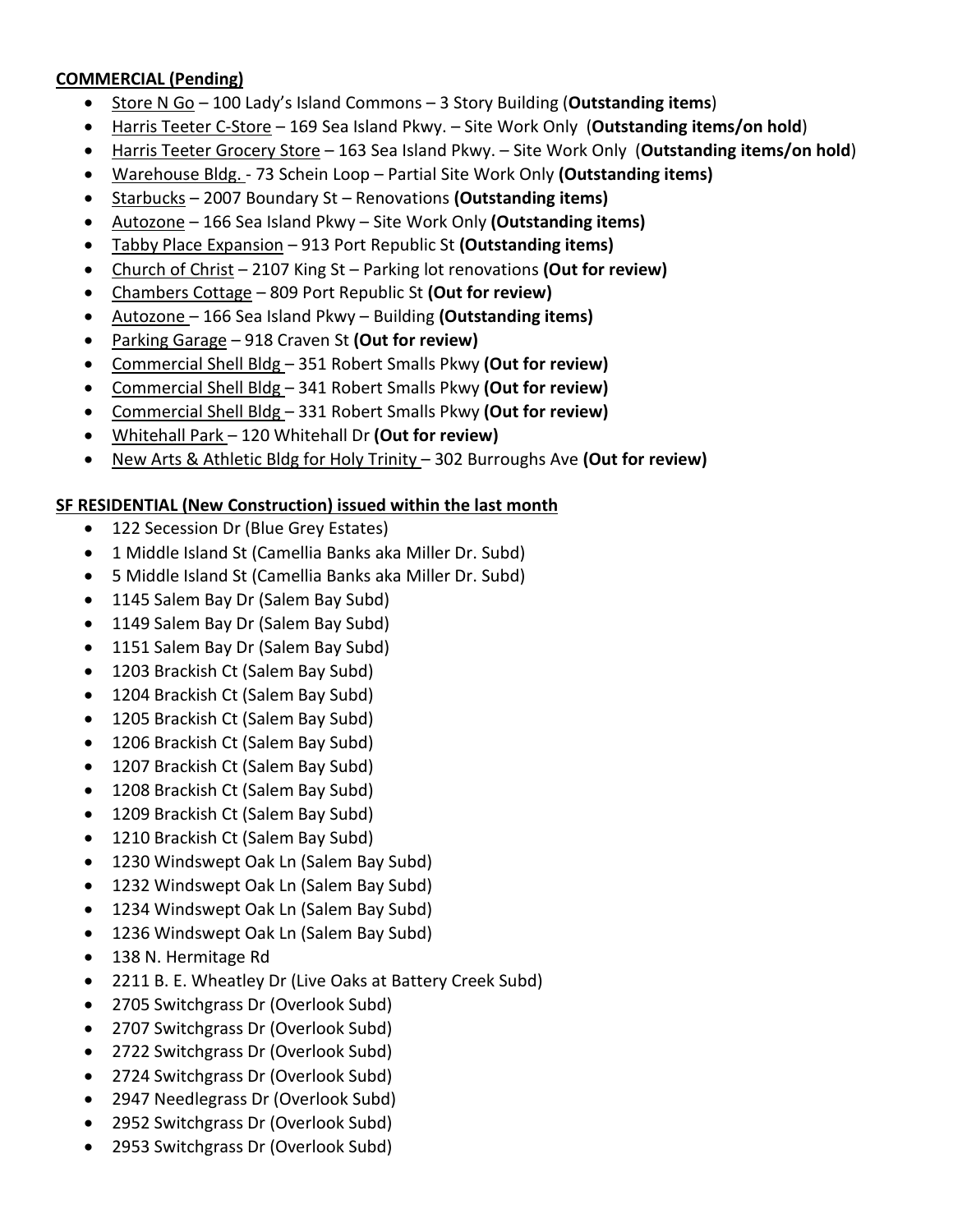**COMMERCIAL (Pending)**

- Store N Go – 100 Lady's Island Commons – 3 Story Building (**Outstanding items**)
- Harris Teeter C-Store – 169 Sea Island Pkwy. – Site Work Only (**Outstanding items/on hold**)
- Harris Teeter Grocery Store – 163 Sea Island Pkwy. – Site Work Only (**Outstanding items/on hold**)
- Warehouse Bldg. - 73 Schein Loop – Partial Site Work Only **(Outstanding items)**
- Starbucks – 2007 Boundary St – Renovations **(Outstanding items)**
- Autozone – 166 Sea Island Pkwy – Site Work Only **(Outstanding items)**
- Tabby Place Expansion – 913 Port Republic St **(Outstanding items)**
- Church of Christ – 2107 King St – Parking lot renovations **(Out for review)**
- Chambers Cottage – 809 Port Republic St **(Out for review)**
- Autozone – 166 Sea Island Pkwy – Building **(Outstanding items)**
- Parking Garage – 918 Craven St **(Out for review)**
- Commercial Shell Bldg – 351 Robert Smalls Pkwy **(Out for review)**
- Commercial Shell Bldg – 341 Robert Smalls Pkwy **(Out for review)**
- Commercial Shell Bldg – 331 Robert Smalls Pkwy **(Out for review)**
- Whitehall Park – 120 Whitehall Dr **(Out for review)**
- New Arts & Athletic Bldg for Holy Trinity – 302 Burroughs Ave **(Out for review)**

**SF RESIDENTIAL (New Construction) issued within the last month**

- 122 Secession Dr (Blue Grey Estates)
- 1 Middle Island St (Camellia Banks aka Miller Dr. Subd)
- 5 Middle Island St (Camellia Banks aka Miller Dr. Subd)
- 1145 Salem Bay Dr (Salem Bay Subd)
- 1149 Salem Bay Dr (Salem Bay Subd)
- 1151 Salem Bay Dr (Salem Bay Subd)
- 1203 Brackish Ct (Salem Bay Subd)
- 1204 Brackish Ct (Salem Bay Subd)
- 1205 Brackish Ct (Salem Bay Subd)
- 1206 Brackish Ct (Salem Bay Subd)
- 1207 Brackish Ct (Salem Bay Subd)
- 1208 Brackish Ct (Salem Bay Subd)
- 1209 Brackish Ct (Salem Bay Subd)
- 1210 Brackish Ct (Salem Bay Subd)
- 1230 Windswept Oak Ln (Salem Bay Subd)
- 1232 Windswept Oak Ln (Salem Bay Subd)
- 1234 Windswept Oak Ln (Salem Bay Subd)
- 1236 Windswept Oak Ln (Salem Bay Subd)
- 138 N. Hermitage Rd
- 2211 B. E. Wheatley Dr (Live Oaks at Battery Creek Subd)
- 2705 Switchgrass Dr (Overlook Subd)
- 2707 Switchgrass Dr (Overlook Subd)
- 2722 Switchgrass Dr (Overlook Subd)
- 2724 Switchgrass Dr (Overlook Subd)
- 2947 Needlegrass Dr (Overlook Subd)
- 2952 Switchgrass Dr (Overlook Subd)
- 2953 Switchgrass Dr (Overlook Subd)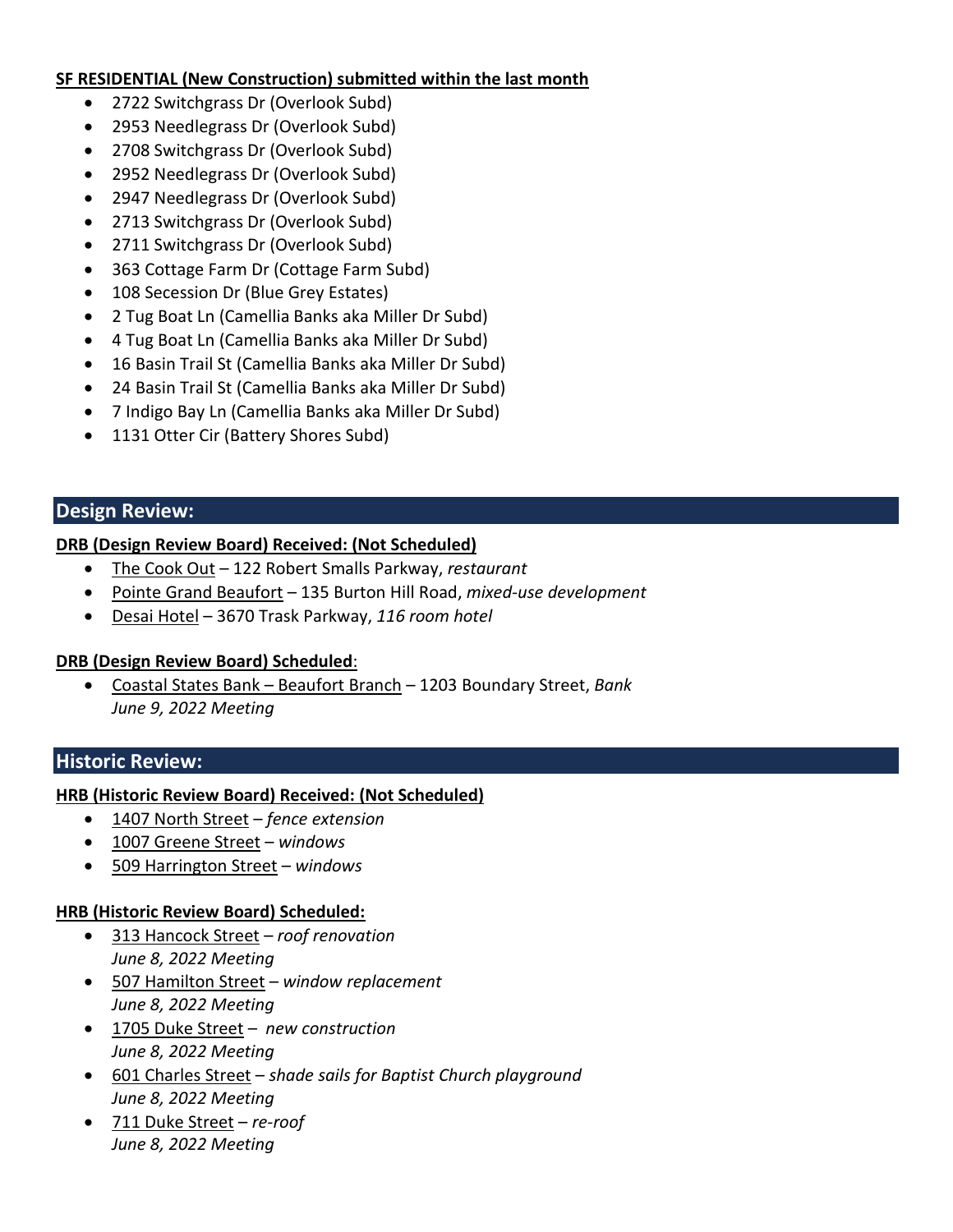**SF RESIDENTIAL (New Construction) submitted within the last month**

- 2722 Switchgrass Dr (Overlook Subd)
- 2953 Needlegrass Dr (Overlook Subd)
- 2708 Switchgrass Dr (Overlook Subd)
- 2952 Needlegrass Dr (Overlook Subd)
- 2947 Needlegrass Dr (Overlook Subd)
- 2713 Switchgrass Dr (Overlook Subd)
- 2711 Switchgrass Dr (Overlook Subd)
- 363 Cottage Farm Dr (Cottage Farm Subd)
- 108 Secession Dr (Blue Grey Estates)
- 2 Tug Boat Ln (Camellia Banks aka Miller Dr Subd)
- 4 Tug Boat Ln (Camellia Banks aka Miller Dr Subd)
- 16 Basin Trail St (Camellia Banks aka Miller Dr Subd)
- 24 Basin Trail St (Camellia Banks aka Miller Dr Subd)
- 7 Indigo Bay Ln (Camellia Banks aka Miller Dr Subd)
- 1131 Otter Cir (Battery Shores Subd)

## Design Review:

**DRB (Design Review Board) Received: (Not Scheduled)**

- The Cook Out – 122 Robert Smalls Parkway, *restaurant*
- Pointe Grand Beaufort – 135 Burton Hill Road, *mixed-use development*
- Desai Hotel – 3670 Trask Parkway, *116 room hotel*

**DRB (Design Review Board) Scheduled**:

- Coastal States Bank – Beaufort Branch – 1203 Boundary Street, *Bank*
  *June 9, 2022 Meeting*

## Historic Review:

**HRB (Historic Review Board) Received: (Not Scheduled)**

- 1407 North Street – *fence extension*
- 1007 Greene Street – *windows*
- 509 Harrington Street – *windows*

**HRB (Historic Review Board) Scheduled:**

- 313 Hancock Street – *roof renovation*
  *June 8, 2022 Meeting*
- 507 Hamilton Street – *window replacement*
  *June 8, 2022 Meeting*
- 1705 Duke Street – *new construction*
  *June 8, 2022 Meeting*
- 601 Charles Street – *shade sails for Baptist Church playground*
  *June 8, 2022 Meeting*
- 711 Duke Street – *re-roof*
  *June 8, 2022 Meeting*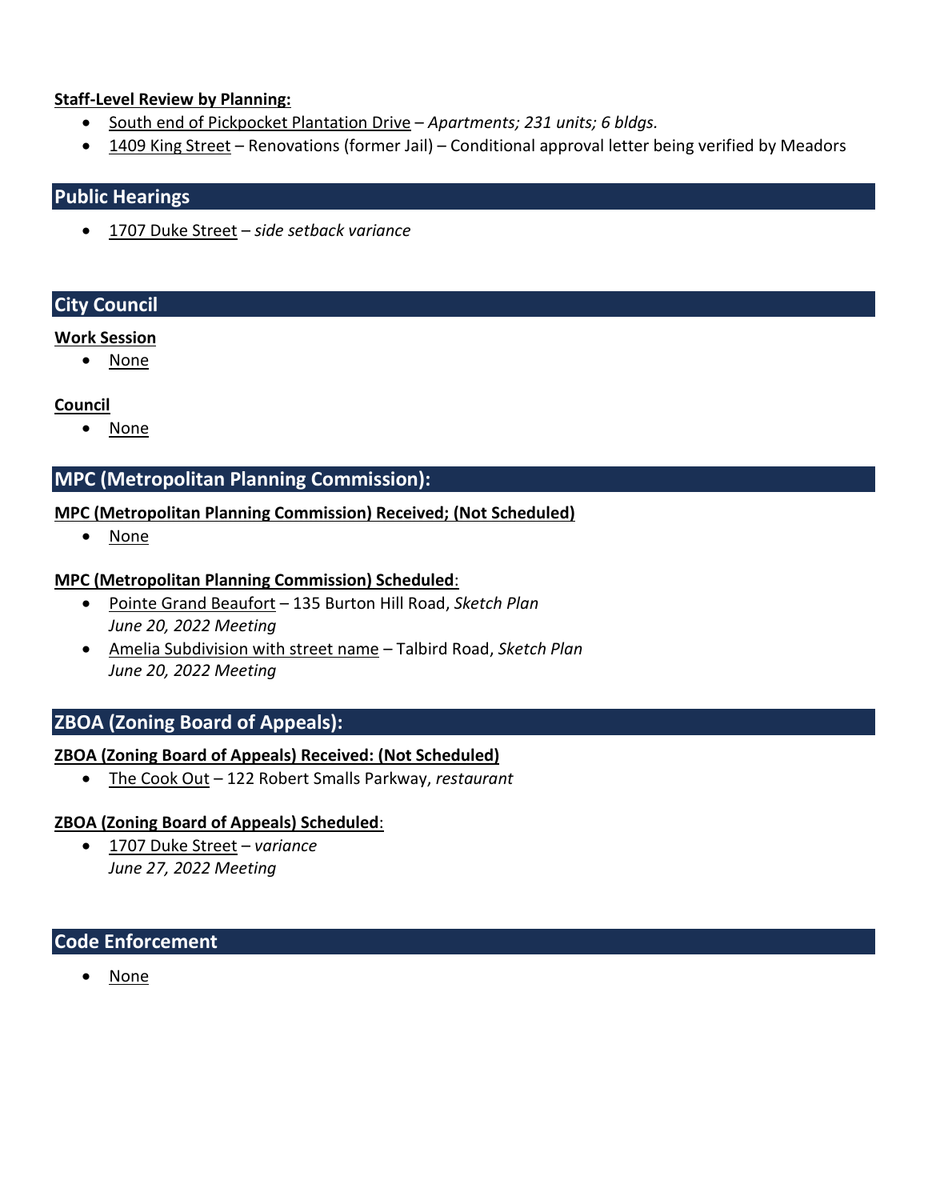**Staff-Level Review by Planning:**

- South end of Pickpocket Plantation Drive – *Apartments; 231 units; 6 bldgs.*
- 1409 King Street – Renovations (former Jail) – Conditional approval letter being verified by Meadors

## Public Hearings

- 1707 Duke Street – *side setback variance*

## City Council

**Work Session**

- None

**Council**

- None

## MPC (Metropolitan Planning Commission):

**MPC (Metropolitan Planning Commission) Received; (Not Scheduled)**

- None

**MPC (Metropolitan Planning Commission) Scheduled**:

- Pointe Grand Beaufort – 135 Burton Hill Road, *Sketch Plan*
  *June 20, 2022 Meeting*
- Amelia Subdivision with street name – Talbird Road, *Sketch Plan*
  *June 20, 2022 Meeting*

## ZBOA (Zoning Board of Appeals):

**ZBOA (Zoning Board of Appeals) Received: (Not Scheduled)**

- The Cook Out – 122 Robert Smalls Parkway, *restaurant*

**ZBOA (Zoning Board of Appeals) Scheduled**:

- 1707 Duke Street – *variance*
  *June 27, 2022 Meeting*

## Code Enforcement

- None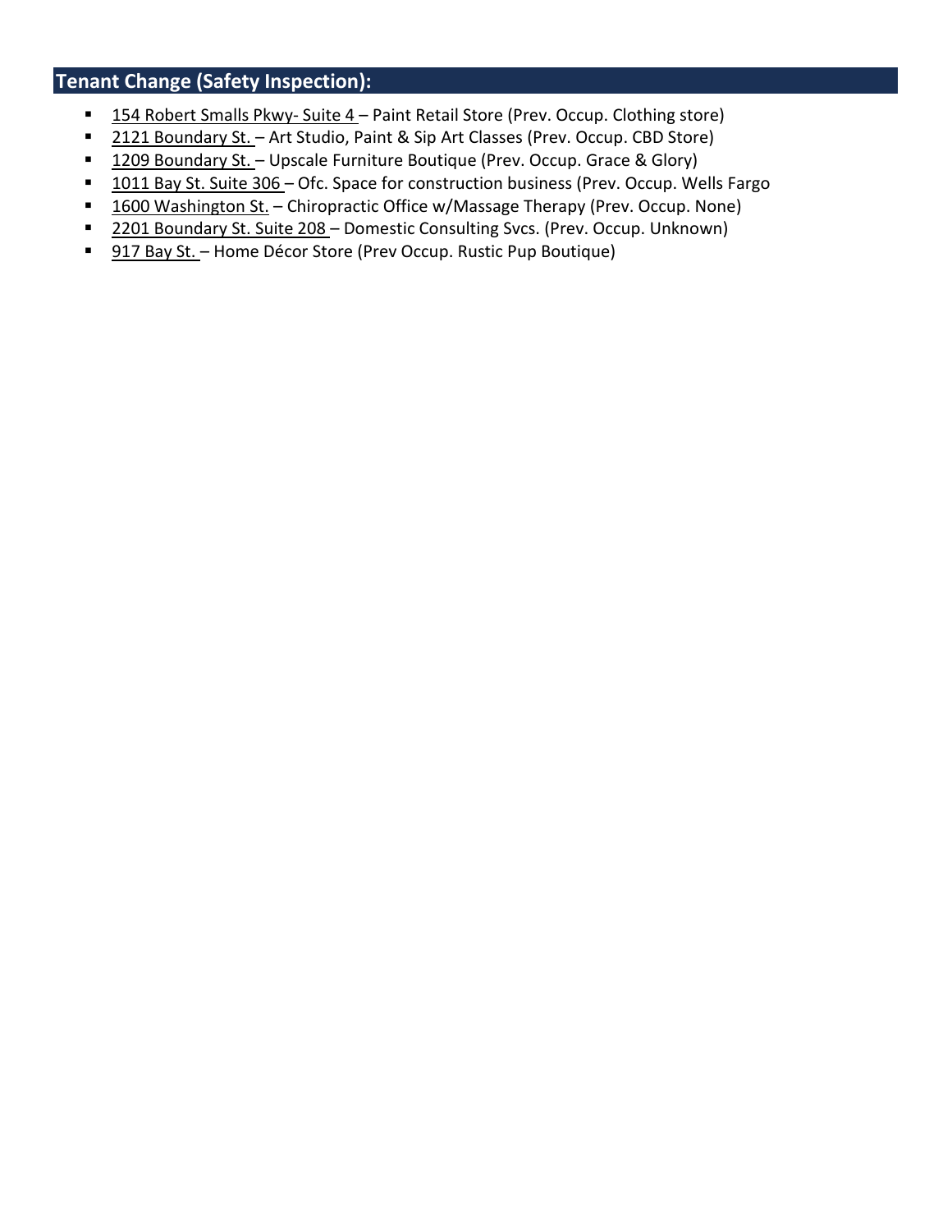## Tenant Change (Safety Inspection):

- 154 Robert Smalls Pkwy- Suite 4 – Paint Retail Store (Prev. Occup. Clothing store)
- 2121 Boundary St. – Art Studio, Paint & Sip Art Classes (Prev. Occup. CBD Store)
- 1209 Boundary St. – Upscale Furniture Boutique (Prev. Occup. Grace & Glory)
- 1011 Bay St. Suite 306 – Ofc. Space for construction business (Prev. Occup. Wells Fargo
- 1600 Washington St. – Chiropractic Office w/Massage Therapy (Prev. Occup. None)
- 2201 Boundary St. Suite 208 – Domestic Consulting Svcs. (Prev. Occup. Unknown)
- 917 Bay St. – Home Décor Store (Prev Occup. Rustic Pup Boutique)